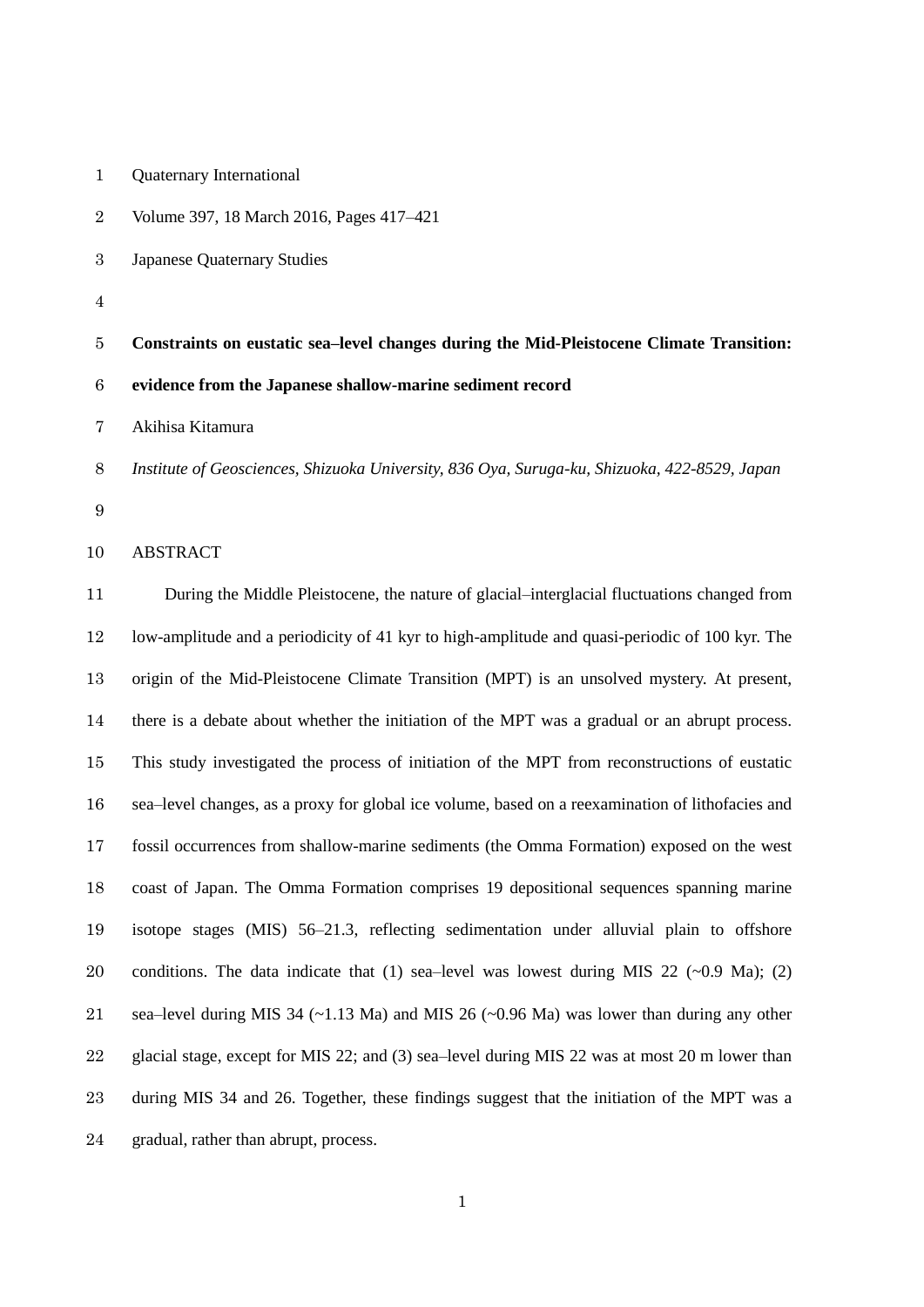Quaternary International

Volume 397, 18 March 2016, Pages 417–421

Japanese Quaternary Studies

# Constraints on eustatic sea–level changes during the Mid-Pleistocene Climate Transition: evidence from the Japanese shallow-marine sediment record

Akihisa Kitamura

*Institute of Geosciences, Shizuoka University, 836 Oya, Suruga-ku, Shizuoka, 422-8529, Japan*

## ABSTRACT

During the Middle Pleistocene, the nature of glacial–interglacial fluctuations changed from low-amplitude and a periodicity of 41 kyr to high-amplitude and quasi-periodic of 100 kyr. The origin of the Mid-Pleistocene Climate Transition (MPT) is an unsolved mystery. At present, there is a debate about whether the initiation of the MPT was a gradual or an abrupt process. This study investigated the process of initiation of the MPT from reconstructions of eustatic sea–level changes, as a proxy for global ice volume, based on a reexamination of lithofacies and fossil occurrences from shallow-marine sediments (the Omma Formation) exposed on the west coast of Japan. The Omma Formation comprises 19 depositional sequences spanning marine isotope stages (MIS) 56–21.3, reflecting sedimentation under alluvial plain to offshore conditions. The data indicate that (1) sea–level was lowest during MIS 22 (~0.9 Ma); (2) sea–level during MIS 34 (~1.13 Ma) and MIS 26 (~0.96 Ma) was lower than during any other glacial stage, except for MIS 22; and (3) sea–level during MIS 22 was at most 20 m lower than during MIS 34 and 26. Together, these findings suggest that the initiation of the MPT was a gradual, rather than abrupt, process.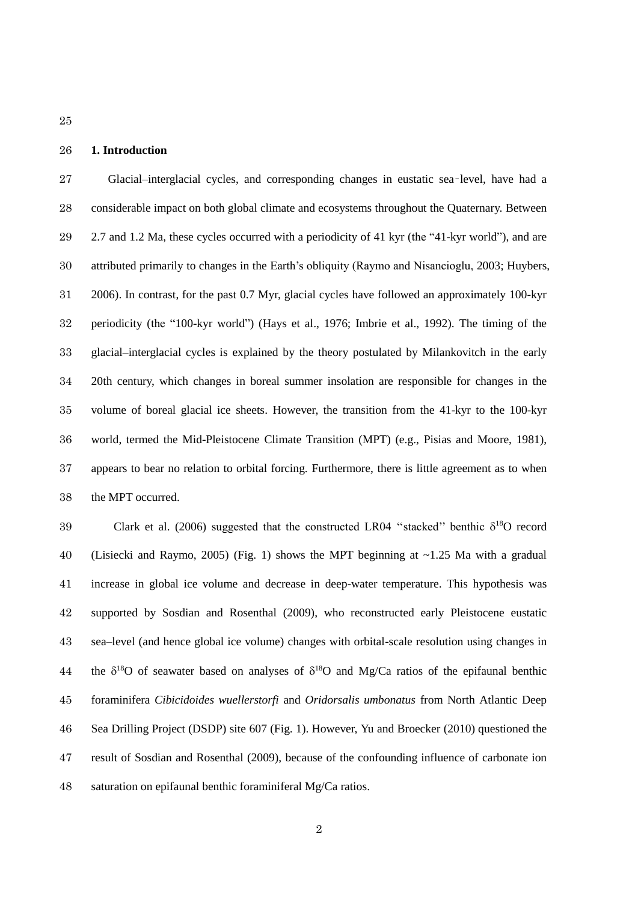## 1. Introduction

Glacial–interglacial cycles, and corresponding changes in eustatic sea‐level, have had a considerable impact on both global climate and ecosystems throughout the Quaternary. Between 2.7 and 1.2 Ma, these cycles occurred with a periodicity of 41 kyr (the "41-kyr world"), and are attributed primarily to changes in the Earth's obliquity (Raymo and Nisancioglu, 2003; Huybers, 2006). In contrast, for the past 0.7 Myr, glacial cycles have followed an approximately 100-kyr periodicity (the "100-kyr world") (Hays et al., 1976; Imbrie et al., 1992). The timing of the glacial–interglacial cycles is explained by the theory postulated by Milankovitch in the early 20th century, which changes in boreal summer insolation are responsible for changes in the volume of boreal glacial ice sheets. However, the transition from the 41-kyr to the 100-kyr world, termed the Mid-Pleistocene Climate Transition (MPT) (e.g., Pisias and Moore, 1981), appears to bear no relation to orbital forcing. Furthermore, there is little agreement as to when the MPT occurred.

Clark et al. (2006) suggested that the constructed LR04 ''stacked'' benthic $\delta^{18}O$ record (Lisiecki and Raymo, 2005) (Fig. 1) shows the MPT beginning at ~1.25 Ma with a gradual increase in global ice volume and decrease in deep-water temperature. This hypothesis was supported by Sosdian and Rosenthal (2009), who reconstructed early Pleistocene eustatic sea–level (and hence global ice volume) changes with orbital-scale resolution using changes in the $\delta^{18}O$ of seawater based on analyses of $\delta^{18}O$ and Mg/Ca ratios of the epifaunal benthic foraminifera *Cibicidoides wuellerstorfi* and *Oridorsalis umbonatus* from North Atlantic Deep Sea Drilling Project (DSDP) site 607 (Fig. 1). However, Yu and Broecker (2010) questioned the result of Sosdian and Rosenthal (2009), because of the confounding influence of carbonate ion saturation on epifaunal benthic foraminiferal Mg/Ca ratios.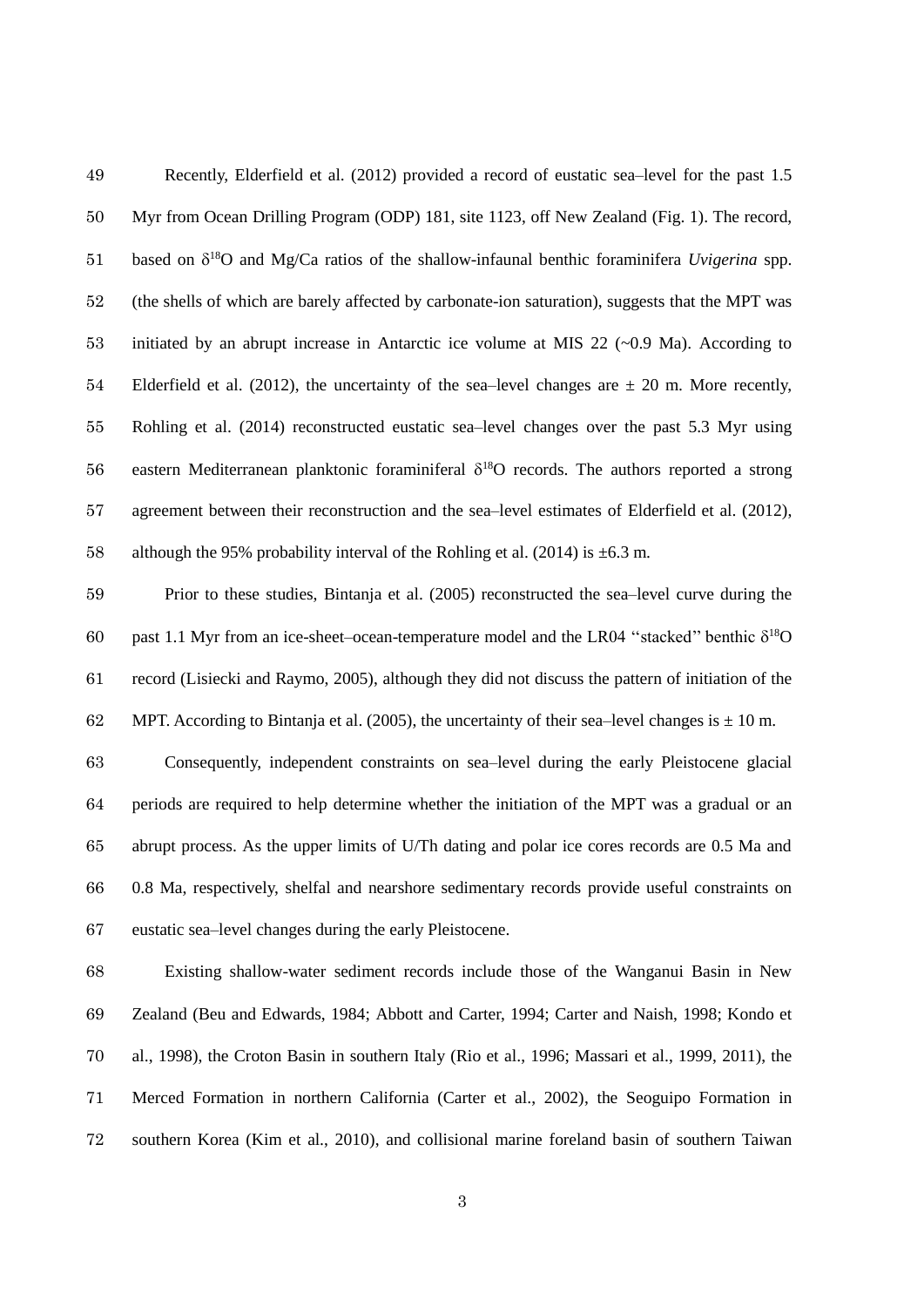Recently, Elderfield et al. (2012) provided a record of eustatic sea–level for the past 1.5 Myr from Ocean Drilling Program (ODP) 181, site 1123, off New Zealand (Fig. 1). The record, based on $\delta^{18}O$ and Mg/Ca ratios of the shallow-infaunal benthic foraminifera *Uvigerina* spp. (the shells of which are barely affected by carbonate-ion saturation), suggests that the MPT was initiated by an abrupt increase in Antarctic ice volume at MIS 22 (~0.9 Ma). According to Elderfield et al. (2012), the uncertainty of the sea–level changes are $\pm$ 20 m. More recently, Rohling et al. (2014) reconstructed eustatic sea–level changes over the past 5.3 Myr using eastern Mediterranean planktonic foraminiferal $\delta^{18}O$ records. The authors reported a strong agreement between their reconstruction and the sea–level estimates of Elderfield et al. (2012), although the 95% probability interval of the Rohling et al. (2014) is $\pm$6.3 m.

Prior to these studies, Bintanja et al. (2005) reconstructed the sea–level curve during the past 1.1 Myr from an ice-sheet–ocean-temperature model and the LR04 "stacked" benthic $\delta^{18}O$ record (Lisiecki and Raymo, 2005), although they did not discuss the pattern of initiation of the MPT. According to Bintanja et al. (2005), the uncertainty of their sea–level changes is $\pm$ 10 m.

Consequently, independent constraints on sea–level during the early Pleistocene glacial periods are required to help determine whether the initiation of the MPT was a gradual or an abrupt process. As the upper limits of U/Th dating and polar ice cores records are 0.5 Ma and 0.8 Ma, respectively, shelfal and nearshore sedimentary records provide useful constraints on eustatic sea–level changes during the early Pleistocene.

Existing shallow-water sediment records include those of the Wanganui Basin in New Zealand (Beu and Edwards, 1984; Abbott and Carter, 1994; Carter and Naish, 1998; Kondo et al., 1998), the Croton Basin in southern Italy (Rio et al., 1996; Massari et al., 1999, 2011), the Merced Formation in northern California (Carter et al., 2002), the Seoguipo Formation in southern Korea (Kim et al., 2010), and collisional marine foreland basin of southern Taiwan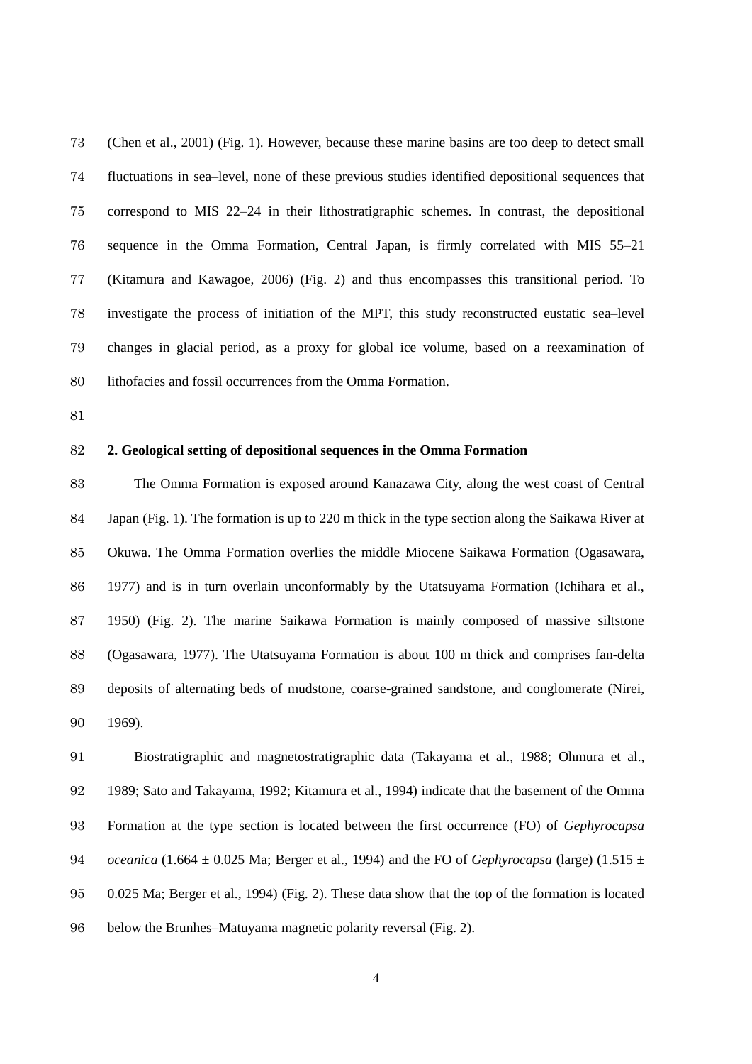(Chen et al., 2001) (Fig. 1). However, because these marine basins are too deep to detect small fluctuations in sea–level, none of these previous studies identified depositional sequences that correspond to MIS 22–24 in their lithostratigraphic schemes. In contrast, the depositional sequence in the Omma Formation, Central Japan, is firmly correlated with MIS 55–21 (Kitamura and Kawagoe, 2006) (Fig. 2) and thus encompasses this transitional period. To investigate the process of initiation of the MPT, this study reconstructed eustatic sea–level changes in glacial period, as a proxy for global ice volume, based on a reexamination of lithofacies and fossil occurrences from the Omma Formation.

## 2. Geological setting of depositional sequences in the Omma Formation

The Omma Formation is exposed around Kanazawa City, along the west coast of Central Japan (Fig. 1). The formation is up to 220 m thick in the type section along the Saikawa River at Okuwa. The Omma Formation overlies the middle Miocene Saikawa Formation (Ogasawara, 1977) and is in turn overlain unconformably by the Utatsuyama Formation (Ichihara et al., 1950) (Fig. 2). The marine Saikawa Formation is mainly composed of massive siltstone (Ogasawara, 1977). The Utatsuyama Formation is about 100 m thick and comprises fan-delta deposits of alternating beds of mudstone, coarse-grained sandstone, and conglomerate (Nirei, 1969).

Biostratigraphic and magnetostratigraphic data (Takayama et al., 1988; Ohmura et al., 1989; Sato and Takayama, 1992; Kitamura et al., 1994) indicate that the basement of the Omma Formation at the type section is located between the first occurrence (FO) of *Gephyrocapsa oceanica* ($1.664 \pm 0.025$ Ma; Berger et al., 1994) and the FO of *Gephyrocapsa* (large) ($1.515 \pm 0.025$ Ma; Berger et al., 1994) (Fig. 2). These data show that the top of the formation is located below the Brunhes–Matuyama magnetic polarity reversal (Fig. 2).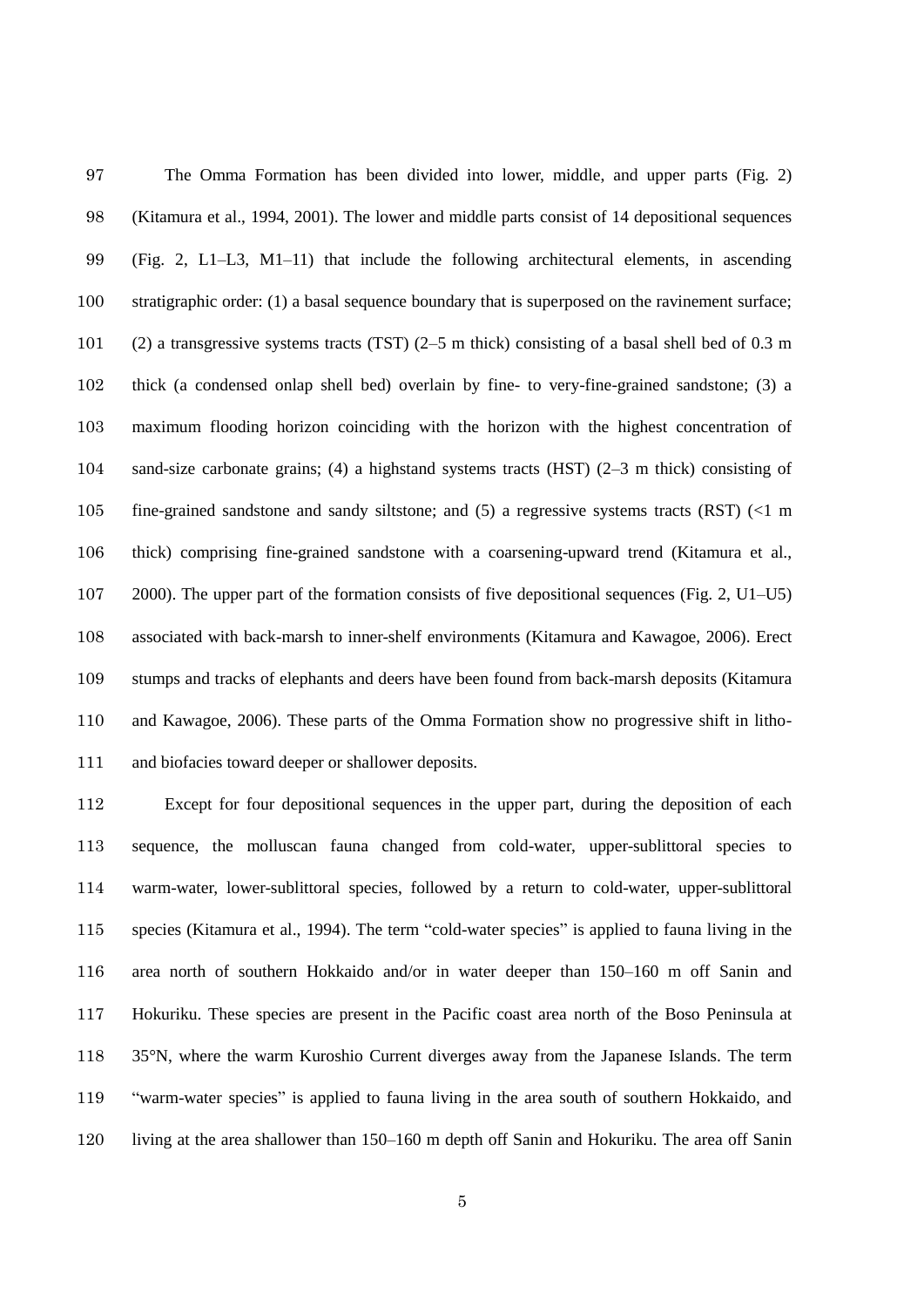The Omma Formation has been divided into lower, middle, and upper parts (Fig. 2) (Kitamura et al., 1994, 2001). The lower and middle parts consist of 14 depositional sequences (Fig. 2, L1–L3, M1–11) that include the following architectural elements, in ascending stratigraphic order: (1) a basal sequence boundary that is superposed on the ravinement surface; (2) a transgressive systems tracts (TST) (2–5 m thick) consisting of a basal shell bed of 0.3 m thick (a condensed onlap shell bed) overlain by fine- to very-fine-grained sandstone; (3) a maximum flooding horizon coinciding with the horizon with the highest concentration of sand-size carbonate grains; (4) a highstand systems tracts (HST) (2–3 m thick) consisting of fine-grained sandstone and sandy siltstone; and (5) a regressive systems tracts (RST) (<1 m thick) comprising fine-grained sandstone with a coarsening-upward trend (Kitamura et al., 2000). The upper part of the formation consists of five depositional sequences (Fig. 2, U1–U5) associated with back-marsh to inner-shelf environments (Kitamura and Kawagoe, 2006). Erect stumps and tracks of elephants and deers have been found from back-marsh deposits (Kitamura and Kawagoe, 2006). These parts of the Omma Formation show no progressive shift in litho- and biofacies toward deeper or shallower deposits.

Except for four depositional sequences in the upper part, during the deposition of each sequence, the molluscan fauna changed from cold-water, upper-sublittoral species to warm-water, lower-sublittoral species, followed by a return to cold-water, upper-sublittoral species (Kitamura et al., 1994). The term “cold-water species” is applied to fauna living in the area north of southern Hokkaido and/or in water deeper than 150–160 m off Sanin and Hokuriku. These species are present in the Pacific coast area north of the Boso Peninsula at 35°N, where the warm Kuroshio Current diverges away from the Japanese Islands. The term “warm-water species” is applied to fauna living in the area south of southern Hokkaido, and living at the area shallower than 150–160 m depth off Sanin and Hokuriku. The area off Sanin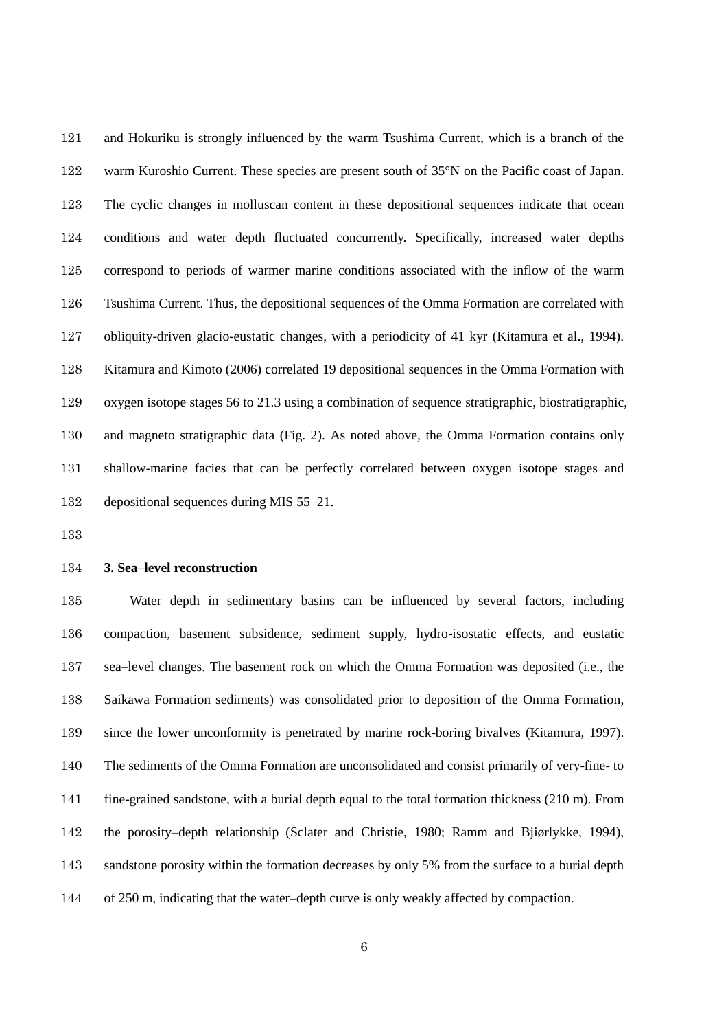and Hokuriku is strongly influenced by the warm Tsushima Current, which is a branch of the warm Kuroshio Current. These species are present south of 35°N on the Pacific coast of Japan. The cyclic changes in molluscan content in these depositional sequences indicate that ocean conditions and water depth fluctuated concurrently. Specifically, increased water depths correspond to periods of warmer marine conditions associated with the inflow of the warm Tsushima Current. Thus, the depositional sequences of the Omma Formation are correlated with obliquity-driven glacio-eustatic changes, with a periodicity of 41 kyr (Kitamura et al., 1994). Kitamura and Kimoto (2006) correlated 19 depositional sequences in the Omma Formation with oxygen isotope stages 56 to 21.3 using a combination of sequence stratigraphic, biostratigraphic, and magneto stratigraphic data (Fig. 2). As noted above, the Omma Formation contains only shallow-marine facies that can be perfectly correlated between oxygen isotope stages and depositional sequences during MIS 55–21.

## 3. Sea–level reconstruction

Water depth in sedimentary basins can be influenced by several factors, including compaction, basement subsidence, sediment supply, hydro-isostatic effects, and eustatic sea–level changes. The basement rock on which the Omma Formation was deposited (i.e., the Saikawa Formation sediments) was consolidated prior to deposition of the Omma Formation, since the lower unconformity is penetrated by marine rock-boring bivalves (Kitamura, 1997). The sediments of the Omma Formation are unconsolidated and consist primarily of very-fine- to fine-grained sandstone, with a burial depth equal to the total formation thickness (210 m). From the porosity–depth relationship (Sclater and Christie, 1980; Ramm and Bjiørlykke, 1994), sandstone porosity within the formation decreases by only 5% from the surface to a burial depth of 250 m, indicating that the water–depth curve is only weakly affected by compaction.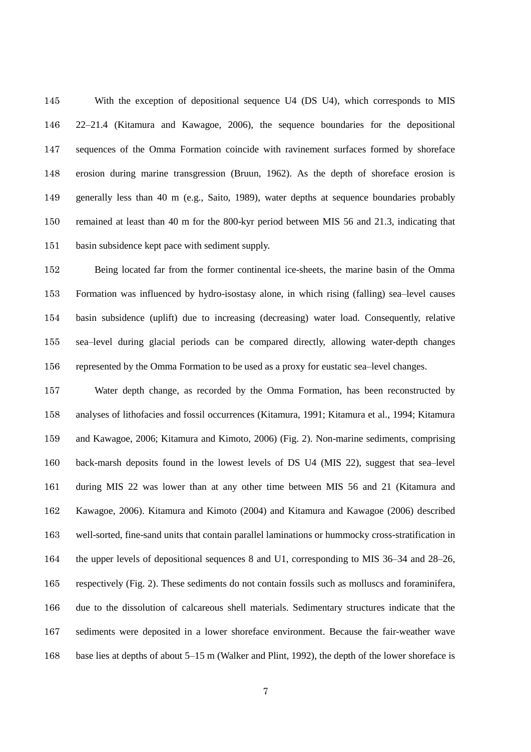With the exception of depositional sequence U4 (DS U4), which corresponds to MIS 22–21.4 (Kitamura and Kawagoe, 2006), the sequence boundaries for the depositional sequences of the Omma Formation coincide with ravinement surfaces formed by shoreface erosion during marine transgression (Bruun, 1962). As the depth of shoreface erosion is generally less than 40 m (e.g., Saito, 1989), water depths at sequence boundaries probably remained at least than 40 m for the 800-kyr period between MIS 56 and 21.3, indicating that basin subsidence kept pace with sediment supply.

Being located far from the former continental ice-sheets, the marine basin of the Omma Formation was influenced by hydro-isostasy alone, in which rising (falling) sea–level causes basin subsidence (uplift) due to increasing (decreasing) water load. Consequently, relative sea–level during glacial periods can be compared directly, allowing water-depth changes represented by the Omma Formation to be used as a proxy for eustatic sea–level changes.

Water depth change, as recorded by the Omma Formation, has been reconstructed by analyses of lithofacies and fossil occurrences (Kitamura, 1991; Kitamura et al., 1994; Kitamura and Kawagoe, 2006; Kitamura and Kimoto, 2006) (Fig. 2). Non-marine sediments, comprising back-marsh deposits found in the lowest levels of DS U4 (MIS 22), suggest that sea–level during MIS 22 was lower than at any other time between MIS 56 and 21 (Kitamura and Kawagoe, 2006). Kitamura and Kimoto (2004) and Kitamura and Kawagoe (2006) described well-sorted, fine-sand units that contain parallel laminations or hummocky cross-stratification in the upper levels of depositional sequences 8 and U1, corresponding to MIS 36–34 and 28–26, respectively (Fig. 2). These sediments do not contain fossils such as molluscs and foraminifera, due to the dissolution of calcareous shell materials. Sedimentary structures indicate that the sediments were deposited in a lower shoreface environment. Because the fair-weather wave base lies at depths of about 5–15 m (Walker and Plint, 1992), the depth of the lower shoreface is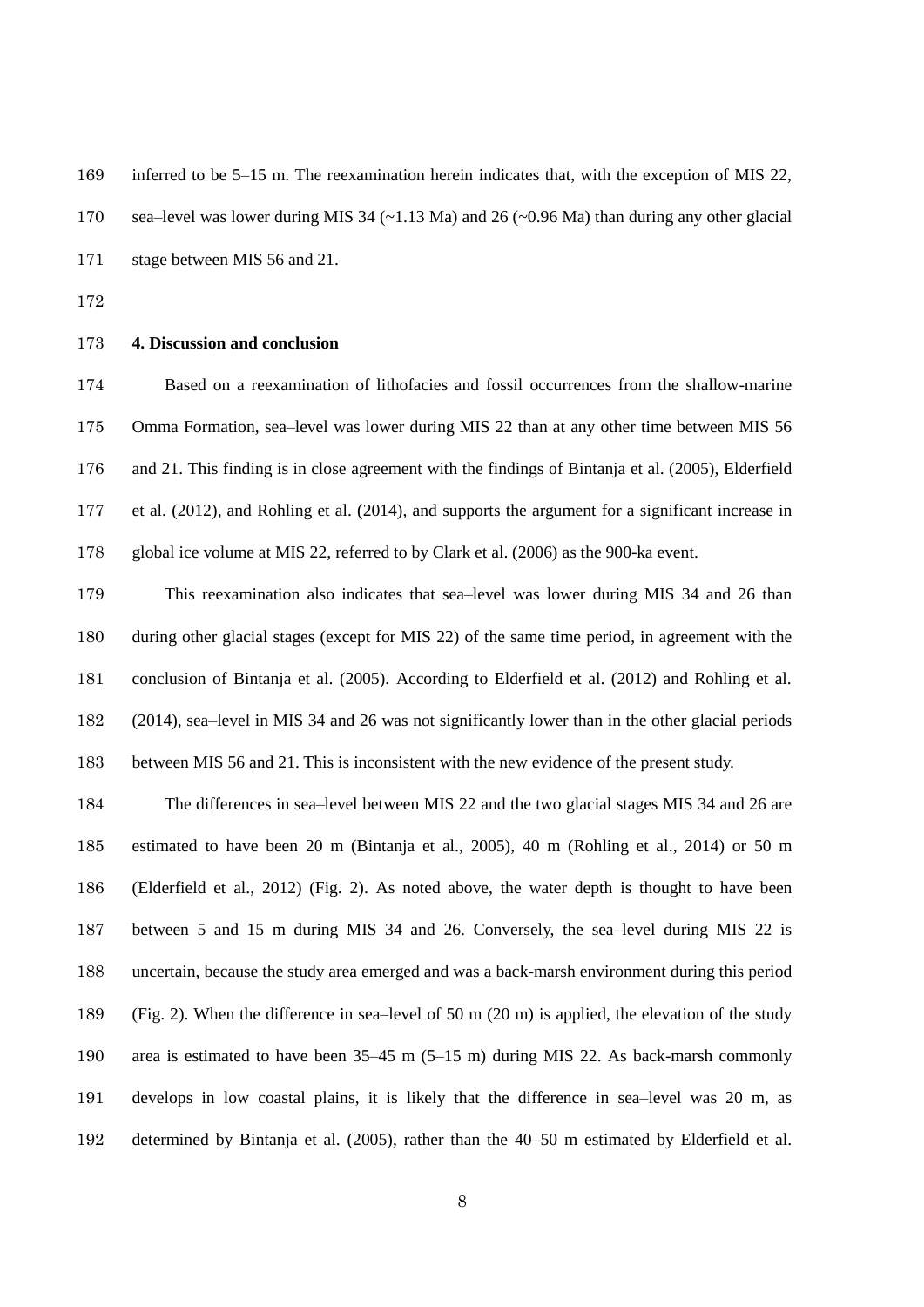inferred to be 5–15 m. The reexamination herein indicates that, with the exception of MIS 22, sea–level was lower during MIS 34 (~1.13 Ma) and 26 (~0.96 Ma) than during any other glacial stage between MIS 56 and 21.

## 4. Discussion and conclusion

Based on a reexamination of lithofacies and fossil occurrences from the shallow-marine Omma Formation, sea–level was lower during MIS 22 than at any other time between MIS 56 and 21. This finding is in close agreement with the findings of Bintanja et al. (2005), Elderfield et al. (2012), and Rohling et al. (2014), and supports the argument for a significant increase in global ice volume at MIS 22, referred to by Clark et al. (2006) as the 900-ka event.

This reexamination also indicates that sea–level was lower during MIS 34 and 26 than during other glacial stages (except for MIS 22) of the same time period, in agreement with the conclusion of Bintanja et al. (2005). According to Elderfield et al. (2012) and Rohling et al. (2014), sea–level in MIS 34 and 26 was not significantly lower than in the other glacial periods between MIS 56 and 21. This is inconsistent with the new evidence of the present study.

The differences in sea–level between MIS 22 and the two glacial stages MIS 34 and 26 are estimated to have been 20 m (Bintanja et al., 2005), 40 m (Rohling et al., 2014) or 50 m (Elderfield et al., 2012) (Fig. 2). As noted above, the water depth is thought to have been between 5 and 15 m during MIS 34 and 26. Conversely, the sea–level during MIS 22 is uncertain, because the study area emerged and was a back-marsh environment during this period (Fig. 2). When the difference in sea–level of 50 m (20 m) is applied, the elevation of the study area is estimated to have been 35–45 m (5–15 m) during MIS 22. As back-marsh commonly develops in low coastal plains, it is likely that the difference in sea–level was 20 m, as determined by Bintanja et al. (2005), rather than the 40–50 m estimated by Elderfield et al.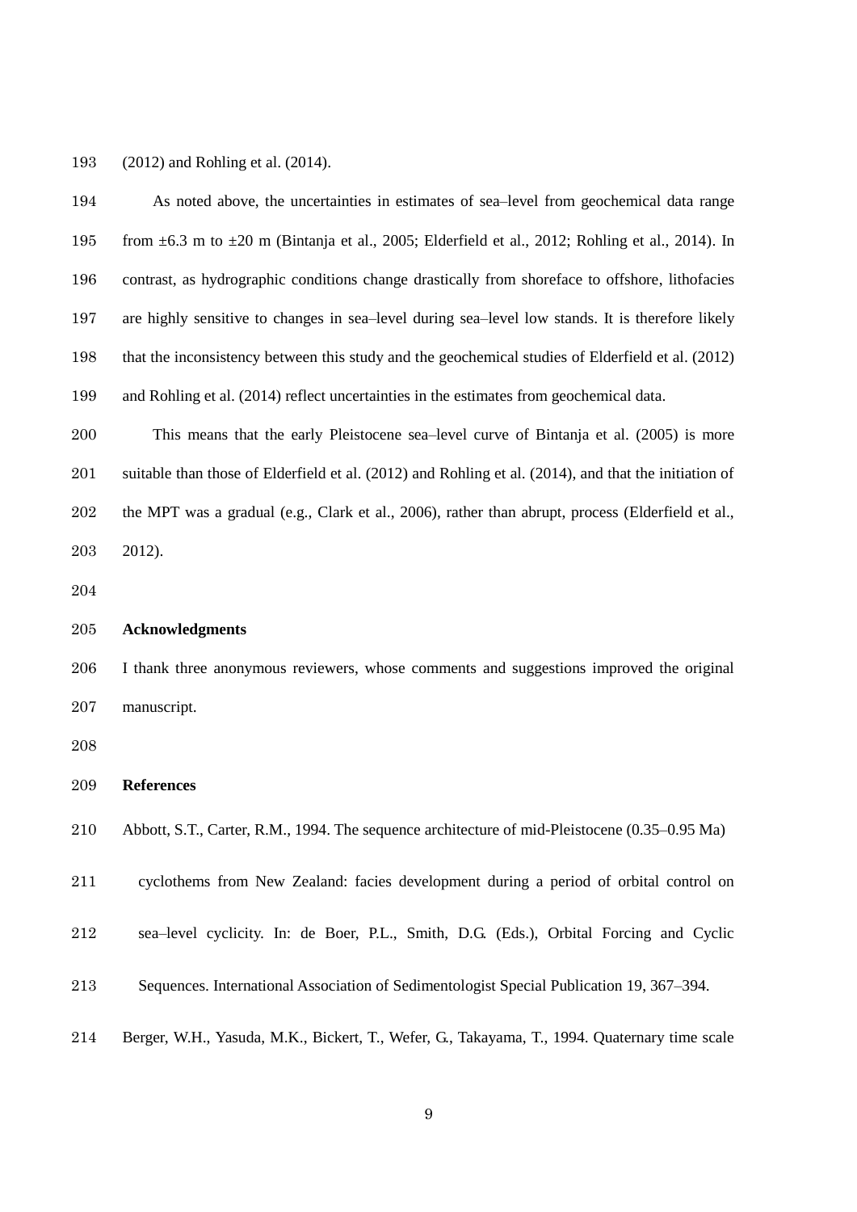(2012) and Rohling et al. (2014).

As noted above, the uncertainties in estimates of sea–level from geochemical data range from ±6.3 m to ±20 m (Bintanja et al., 2005; Elderfield et al., 2012; Rohling et al., 2014). In contrast, as hydrographic conditions change drastically from shoreface to offshore, lithofacies are highly sensitive to changes in sea–level during sea–level low stands. It is therefore likely that the inconsistency between this study and the geochemical studies of Elderfield et al. (2012) and Rohling et al. (2014) reflect uncertainties in the estimates from geochemical data.

This means that the early Pleistocene sea–level curve of Bintanja et al. (2005) is more suitable than those of Elderfield et al. (2012) and Rohling et al. (2014), and that the initiation of the MPT was a gradual (e.g., Clark et al., 2006), rather than abrupt, process (Elderfield et al., 2012).

## Acknowledgments

I thank three anonymous reviewers, whose comments and suggestions improved the original manuscript.

## References

Abbott, S.T., Carter, R.M., 1994. The sequence architecture of mid-Pleistocene (0.35–0.95 Ma) cyclothems from New Zealand: facies development during a period of orbital control on sea–level cyclicity. In: de Boer, P.L., Smith, D.G. (Eds.), Orbital Forcing and Cyclic Sequences. International Association of Sedimentologist Special Publication 19, 367–394.

Berger, W.H., Yasuda, M.K., Bickert, T., Wefer, G., Takayama, T., 1994. Quaternary time scale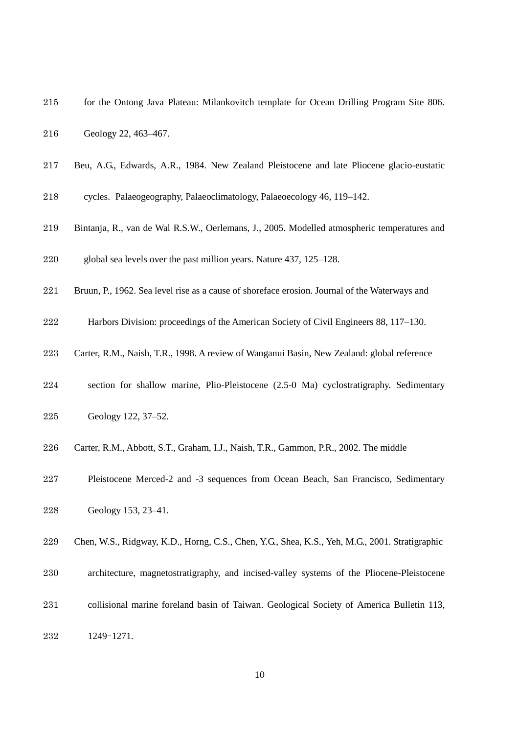for the Ontong Java Plateau: Milankovitch template for Ocean Drilling Program Site 806. Geology 22, 463–467.

Beu, A.G., Edwards, A.R., 1984. New Zealand Pleistocene and late Pliocene glacio-eustatic cycles. Palaeogeography, Palaeoclimatology, Palaeoecology 46, 119–142.

Bintanja, R., van de Wal R.S.W., Oerlemans, J., 2005. Modelled atmospheric temperatures and global sea levels over the past million years. Nature 437, 125–128.

Bruun, P., 1962. Sea level rise as a cause of shoreface erosion. Journal of the Waterways and Harbors Division: proceedings of the American Society of Civil Engineers 88, 117–130.

Carter, R.M., Naish, T.R., 1998. A review of Wanganui Basin, New Zealand: global reference section for shallow marine, Plio-Pleistocene (2.5-0 Ma) cyclostratigraphy. Sedimentary Geology 122, 37–52.

Carter, R.M., Abbott, S.T., Graham, I.J., Naish, T.R., Gammon, P.R., 2002. The middle Pleistocene Merced-2 and -3 sequences from Ocean Beach, San Francisco, Sedimentary Geology 153, 23–41.

Chen, W.S., Ridgway, K.D., Horng, C.S., Chen, Y.G., Shea, K.S., Yeh, M.G., 2001. Stratigraphic architecture, magnetostratigraphy, and incised-valley systems of the Pliocene-Pleistocene collisional marine foreland basin of Taiwan. Geological Society of America Bulletin 113, 1249–1271.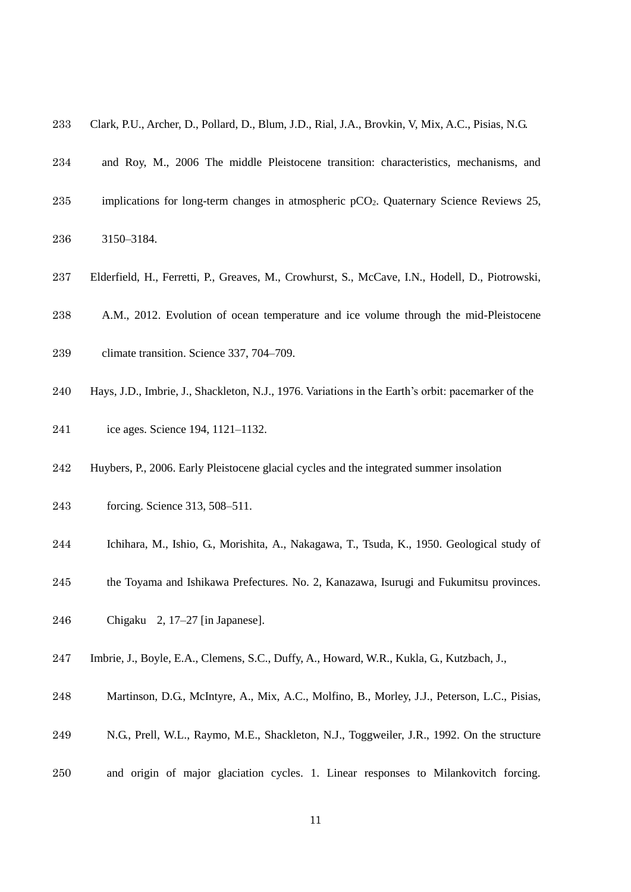233 Clark, P.U., Archer, D., Pollard, D., Blum, J.D., Rial, J.A., Brovkin, V, Mix, A.C., Pisias, N.G.

234 and Roy, M., 2006 The middle Pleistocene transition: characteristics, mechanisms, and

235 implications for long-term changes in atmospheric $pCO_2$. Quaternary Science Reviews 25,

236 3150–3184.

237 Elderfield, H., Ferretti, P., Greaves, M., Crowhurst, S., McCave, I.N., Hodell, D., Piotrowski,

238 A.M., 2012. Evolution of ocean temperature and ice volume through the mid-Pleistocene

239 climate transition. Science 337, 704–709.

240 Hays, J.D., Imbrie, J., Shackleton, N.J., 1976. Variations in the Earth's orbit: pacemarker of the

241 ice ages. Science 194, 1121–1132.

242 Huybers, P., 2006. Early Pleistocene glacial cycles and the integrated summer insolation

243 forcing. Science 313, 508–511.

244 Ichihara, M., Ishio, G., Morishita, A., Nakagawa, T., Tsuda, K., 1950. Geological study of

245 the Toyama and Ishikawa Prefectures. No. 2, Kanazawa, Isurugi and Fukumitsu provinces.

246 Chigaku 2, 17–27 [in Japanese].

247 Imbrie, J., Boyle, E.A., Clemens, S.C., Duffy, A., Howard, W.R., Kukla, G., Kutzbach, J.,

248 Martinson, D.G., McIntyre, A., Mix, A.C., Molfino, B., Morley, J.J., Peterson, L.C., Pisias,

249 N.G., Prell, W.L., Raymo, M.E., Shackleton, N.J., Toggweiler, J.R., 1992. On the structure

250 and origin of major glaciation cycles. 1. Linear responses to Milankovitch forcing.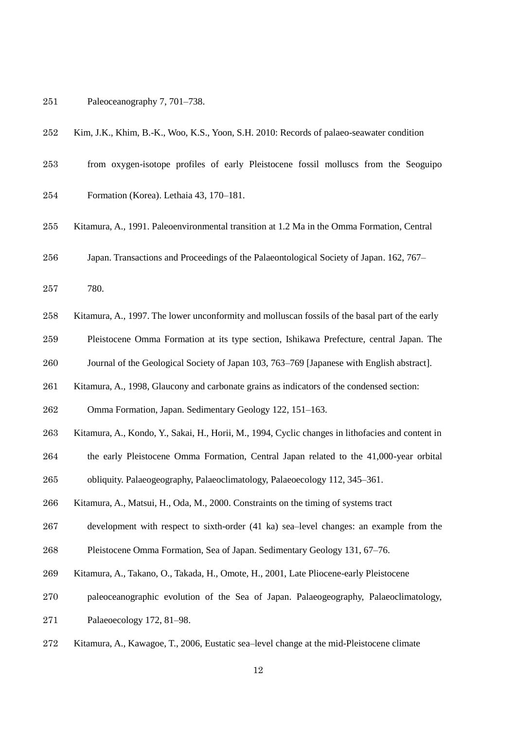Paleoceanography 7, 701–738.

Kim, J.K., Khim, B.-K., Woo, K.S., Yoon, S.H. 2010: Records of palaeo-seawater condition from oxygen-isotope profiles of early Pleistocene fossil molluscs from the Seoguipo Formation (Korea). Lethaia 43, 170–181.

Kitamura, A., 1991. Paleoenvironmental transition at 1.2 Ma in the Omma Formation, Central Japan. Transactions and Proceedings of the Palaeontological Society of Japan. 162, 767–780.

Kitamura, A., 1997. The lower unconformity and molluscan fossils of the basal part of the early Pleistocene Omma Formation at its type section, Ishikawa Prefecture, central Japan. The Journal of the Geological Society of Japan 103, 763–769 [Japanese with English abstract].

Kitamura, A., 1998, Glaucony and carbonate grains as indicators of the condensed section: Omma Formation, Japan. Sedimentary Geology 122, 151–163.

Kitamura, A., Kondo, Y., Sakai, H., Horii, M., 1994, Cyclic changes in lithofacies and content in the early Pleistocene Omma Formation, Central Japan related to the 41,000-year orbital obliquity. Palaeogeography, Palaeoclimatology, Palaeoecology 112, 345–361.

Kitamura, A., Matsui, H., Oda, M., 2000. Constraints on the timing of systems tract development with respect to sixth-order (41 ka) sea–level changes: an example from the Pleistocene Omma Formation, Sea of Japan. Sedimentary Geology 131, 67–76.

Kitamura, A., Takano, O., Takada, H., Omote, H., 2001, Late Pliocene-early Pleistocene paleoceanographic evolution of the Sea of Japan. Palaeogeography, Palaeoclimatology, Palaeoecology 172, 81–98.

Kitamura, A., Kawagoe, T., 2006, Eustatic sea–level change at the mid-Pleistocene climate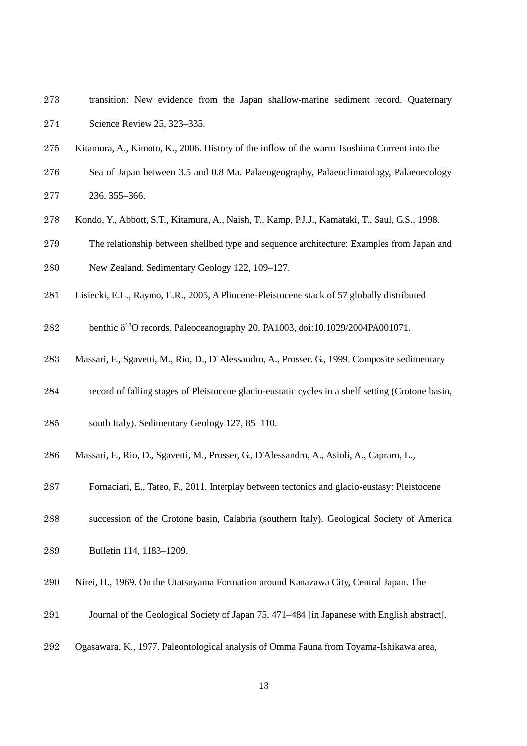transition: New evidence from the Japan shallow-marine sediment record. Quaternary Science Review 25, 323–335.

Kitamura, A., Kimoto, K., 2006. History of the inflow of the warm Tsushima Current into the Sea of Japan between 3.5 and 0.8 Ma. Palaeogeography, Palaeoclimatology, Palaeoecology 236, 355–366.

Kondo, Y., Abbott, S.T., Kitamura, A., Naish, T., Kamp, P.J.J., Kamataki, T., Saul, G.S., 1998. The relationship between shellbed type and sequence architecture: Examples from Japan and New Zealand. Sedimentary Geology 122, 109–127.

Lisiecki, E.L., Raymo, E.R., 2005, A Pliocene-Pleistocene stack of 57 globally distributed benthic $\delta^{18}O$ records. Paleoceanography 20, PA1003, doi:10.1029/2004PA001071.

Massari, F., Sgavetti, M., Rio, D., D' Alessandro, A., Prosser. G., 1999. Composite sedimentary record of falling stages of Pleistocene glacio-eustatic cycles in a shelf setting (Crotone basin, south Italy). Sedimentary Geology 127, 85–110.

Massari, F., Rio, D., Sgavetti, M., Prosser, G., D'Alessandro, A., Asioli, A., Capraro, L., Fornaciari, E., Tateo, F., 2011. Interplay between tectonics and glacio-eustasy: Pleistocene succession of the Crotone basin, Calabria (southern Italy). Geological Society of America Bulletin 114, 1183–1209.

Nirei, H., 1969. On the Utatsuyama Formation around Kanazawa City, Central Japan. The Journal of the Geological Society of Japan 75, 471–484 [in Japanese with English abstract].

Ogasawara, K., 1977. Paleontological analysis of Omma Fauna from Toyama-Ishikawa area,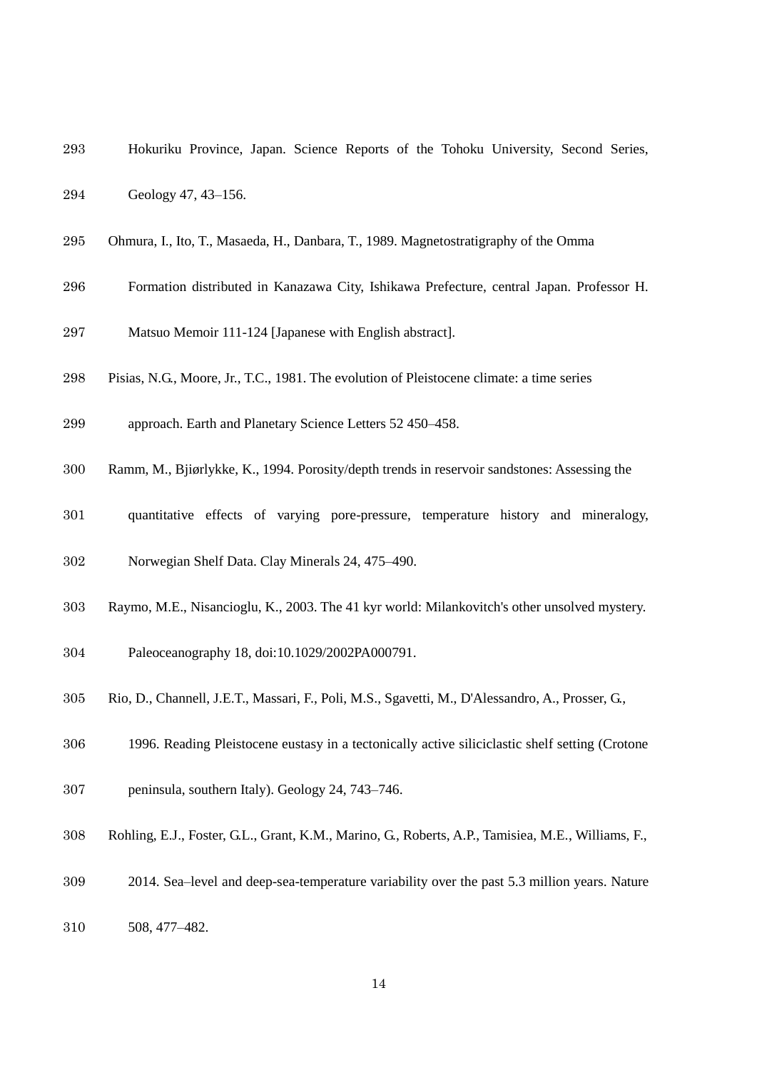Hokuriku Province, Japan. Science Reports of the Tohoku University, Second Series, Geology 47, 43–156.

Ohmura, I., Ito, T., Masaeda, H., Danbara, T., 1989. Magnetostratigraphy of the Omma Formation distributed in Kanazawa City, Ishikawa Prefecture, central Japan. Professor H. Matsuo Memoir 111-124 [Japanese with English abstract].

Pisias, N.G., Moore, Jr., T.C., 1981. The evolution of Pleistocene climate: a time series approach. Earth and Planetary Science Letters 52 450–458.

Ramm, M., Bjiørlykke, K., 1994. Porosity/depth trends in reservoir sandstones: Assessing the quantitative effects of varying pore-pressure, temperature history and mineralogy, Norwegian Shelf Data. Clay Minerals 24, 475–490.

Raymo, M.E., Nisancioglu, K., 2003. The 41 kyr world: Milankovitch's other unsolved mystery. Paleoceanography 18, doi:10.1029/2002PA000791.

Rio, D., Channell, J.E.T., Massari, F., Poli, M.S., Sgavetti, M., D'Alessandro, A., Prosser, G., 1996. Reading Pleistocene eustasy in a tectonically active siliciclastic shelf setting (Crotone peninsula, southern Italy). Geology 24, 743–746.

Rohling, E.J., Foster, G.L., Grant, K.M., Marino, G., Roberts, A.P., Tamisiea, M.E., Williams, F., 2014. Sea–level and deep-sea-temperature variability over the past 5.3 million years. Nature 508, 477–482.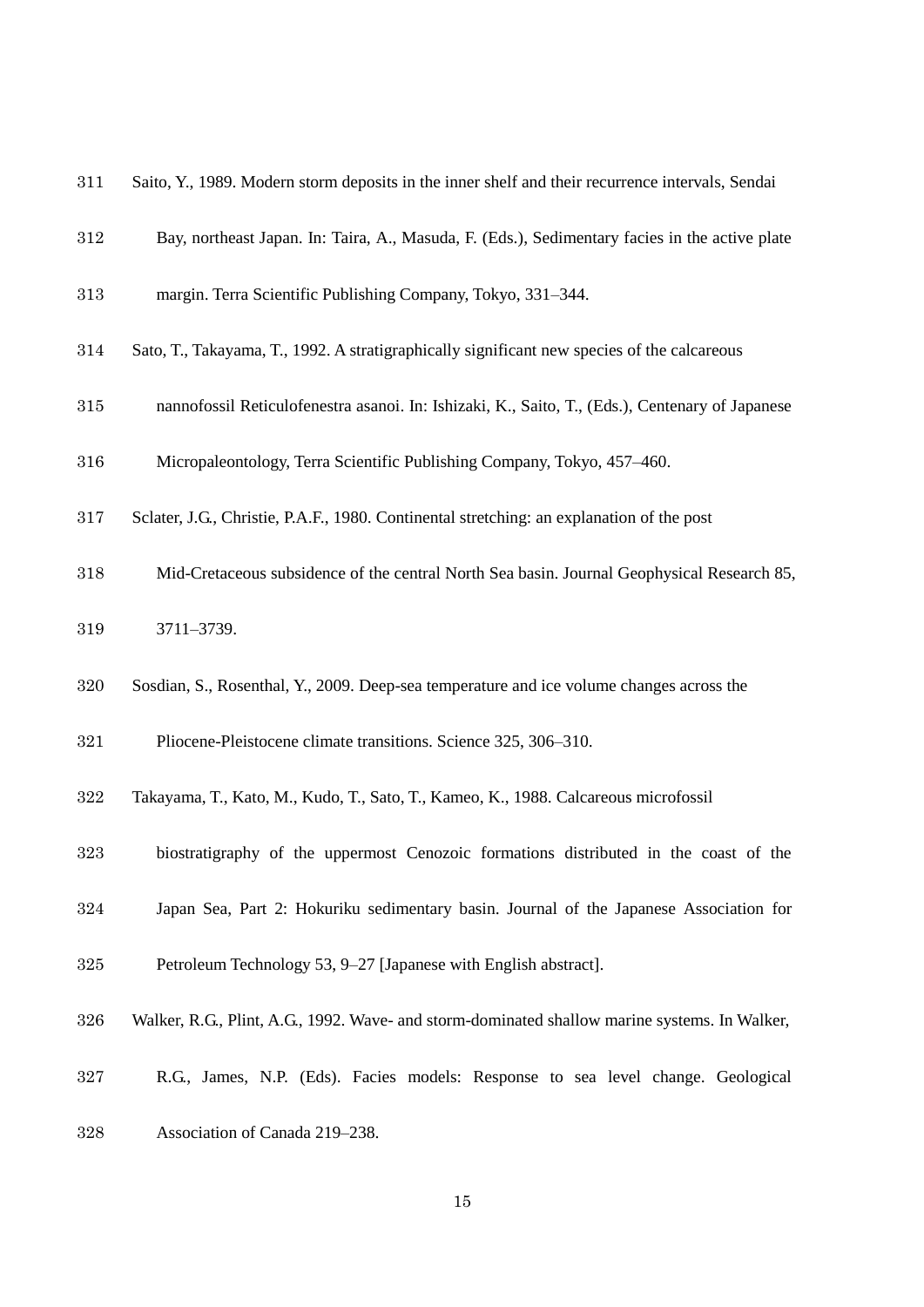Saito, Y., 1989. Modern storm deposits in the inner shelf and their recurrence intervals, Sendai Bay, northeast Japan. In: Taira, A., Masuda, F. (Eds.), Sedimentary facies in the active plate margin. Terra Scientific Publishing Company, Tokyo, 331–344.

Sato, T., Takayama, T., 1992. A stratigraphically significant new species of the calcareous nannofossil Reticulofenestra asanoi. In: Ishizaki, K., Saito, T., (Eds.), Centenary of Japanese Micropaleontology, Terra Scientific Publishing Company, Tokyo, 457–460.

Sclater, J.G., Christie, P.A.F., 1980. Continental stretching: an explanation of the post Mid-Cretaceous subsidence of the central North Sea basin. Journal Geophysical Research 85, 3711–3739.

Sosdian, S., Rosenthal, Y., 2009. Deep-sea temperature and ice volume changes across the Pliocene-Pleistocene climate transitions. Science 325, 306–310.

Takayama, T., Kato, M., Kudo, T., Sato, T., Kameo, K., 1988. Calcareous microfossil biostratigraphy of the uppermost Cenozoic formations distributed in the coast of the Japan Sea, Part 2: Hokuriku sedimentary basin. Journal of the Japanese Association for Petroleum Technology 53, 9–27 [Japanese with English abstract].

Walker, R.G., Plint, A.G., 1992. Wave- and storm-dominated shallow marine systems. In Walker, R.G., James, N.P. (Eds). Facies models: Response to sea level change. Geological Association of Canada 219–238.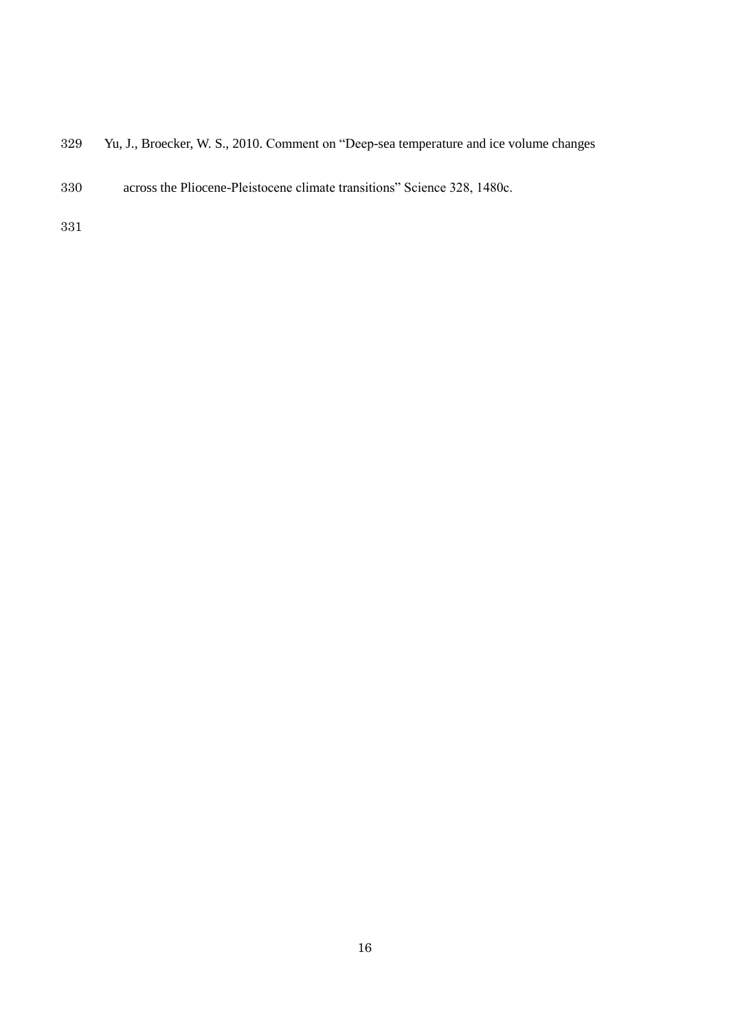Yu, J., Broecker, W. S., 2010. Comment on "Deep-sea temperature and ice volume changes across the Pliocene-Pleistocene climate transitions" Science 328, 1480c.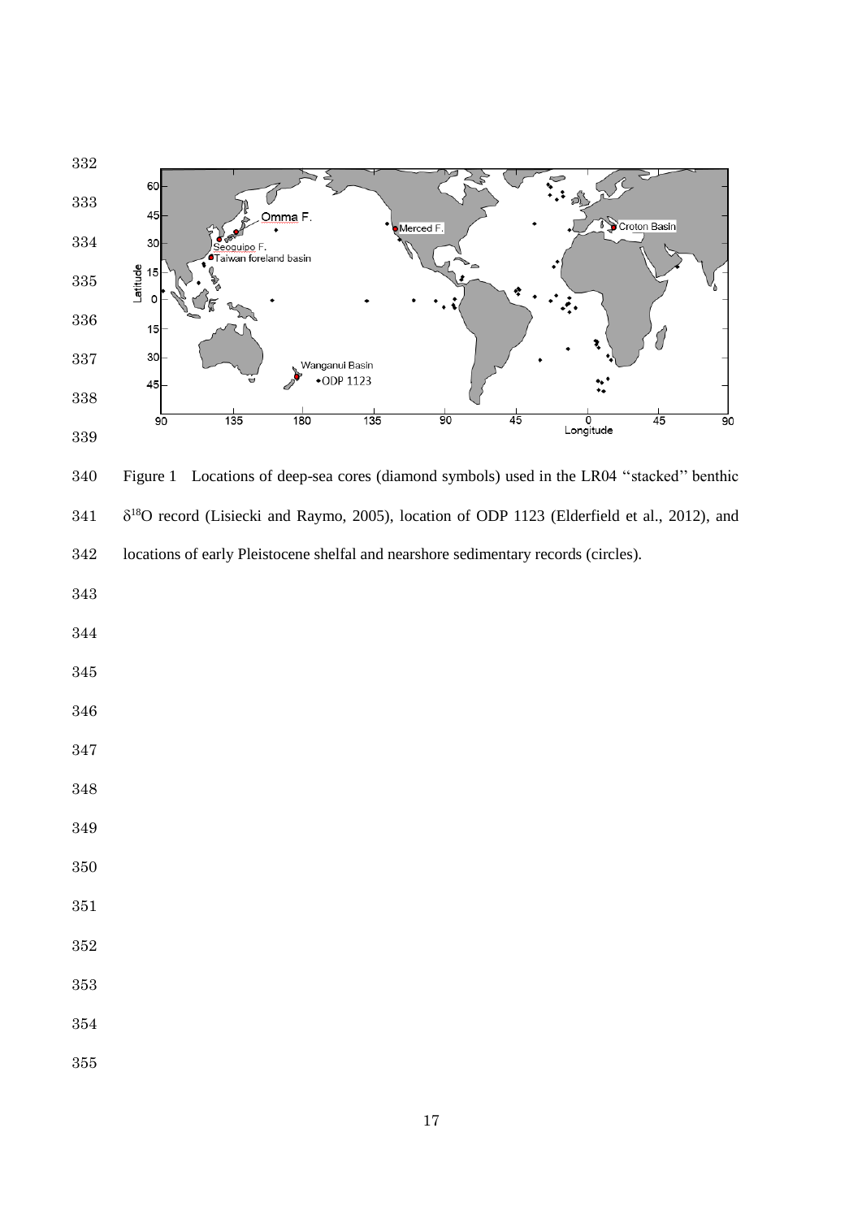Figure 1 Locations of deep-sea cores (diamond symbols) used in the LR04 ''stacked'' benthic $\delta^{18}O$ record (Lisiecki and Raymo, 2005), location of ODP 1123 (Elderfield et al., 2012), and locations of early Pleistocene shelfal and nearshore sedimentary records (circles).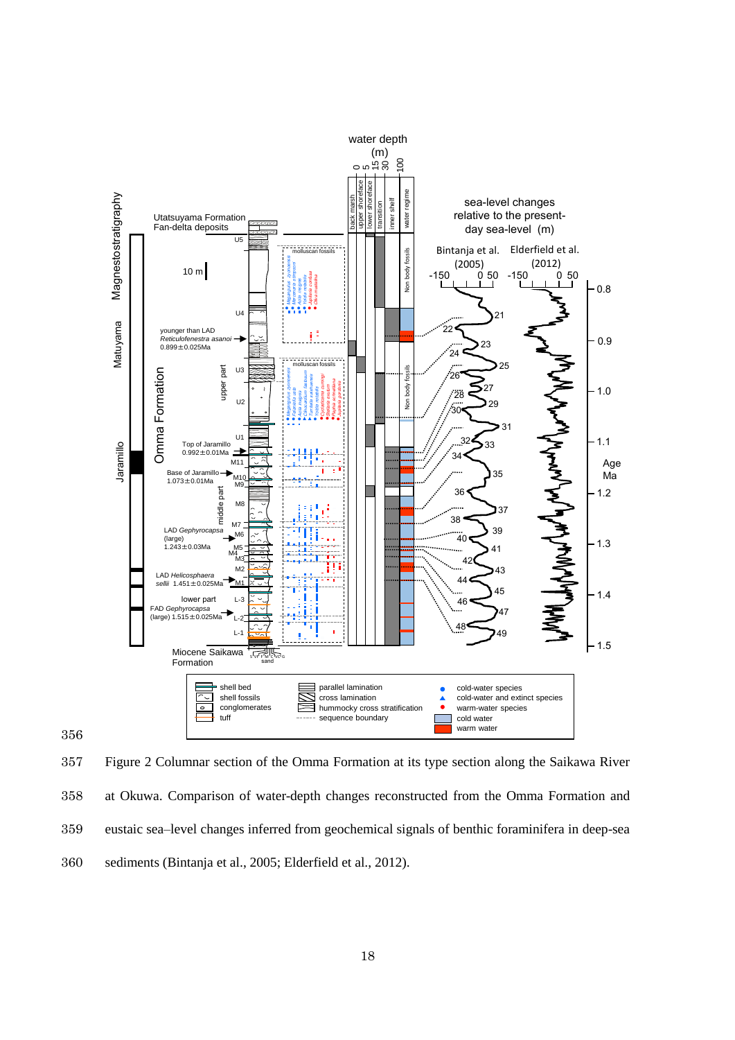water depth (m)

0 5 15 30 100

back marsh
upper shoreface
lower shoreface
transition
inner shelf
water regime

Magnetostratigraphy

Matuyama

Jaramillo

Utatsuyama Formation
Fan-delta deposits

Omma Formation

upper part

middle part

lower part

Miocene Saikawa Formation

10 m

U5
U4
U3
U2
U1
M11
M10
M9
M8
M7
M6
M5
M4
M3
M2
M1
L-3
L-2
L-1

younger than LAD *Reticulofenestra asanoi* 0.899±0.025Ma

Top of Jaramillo 0.992±0.01Ma

Base of Jaramillo 1.073±0.01Ma

LAD *Gephyrocapsa* (large) 1.243±0.03Ma

LAD *Helicosphaera sellii* 1.451±0.025Ma

FAD *Gephyrocapsa* (large) 1.515±0.025Ma

molluscan fossils

Non body fossils

s vf f m c vc G
sand

sea-level changes relative to the present-day sea-level (m)

Bintanja et al. (2005)

Elderfield et al. (2012)

-150 0 50

-150 0 50

21 22 23 24 25 26 27 28 29 30 31 32 33 34 35 36 37 38 39 40 41 42 43 44 45 46 47 48 49

Age Ma

0.8
0.9
1.0
1.1
1.2
1.3
1.4
1.5

shell bed
shell fossils
conglomerates
tuff
parallel lamination
cross lamination
hummocky cross stratification
sequence boundary
cold-water species
cold-water and extinct species
warm-water species
cold water
warm water

Figure 2 Columnar section of the Omma Formation at its type section along the Saikawa River at Okuwa. Comparison of water-depth changes reconstructed from the Omma Formation and eustaic sea–level changes inferred from geochemical signals of benthic foraminifera in deep-sea sediments (Bintanja et al., 2005; Elderfield et al., 2012).